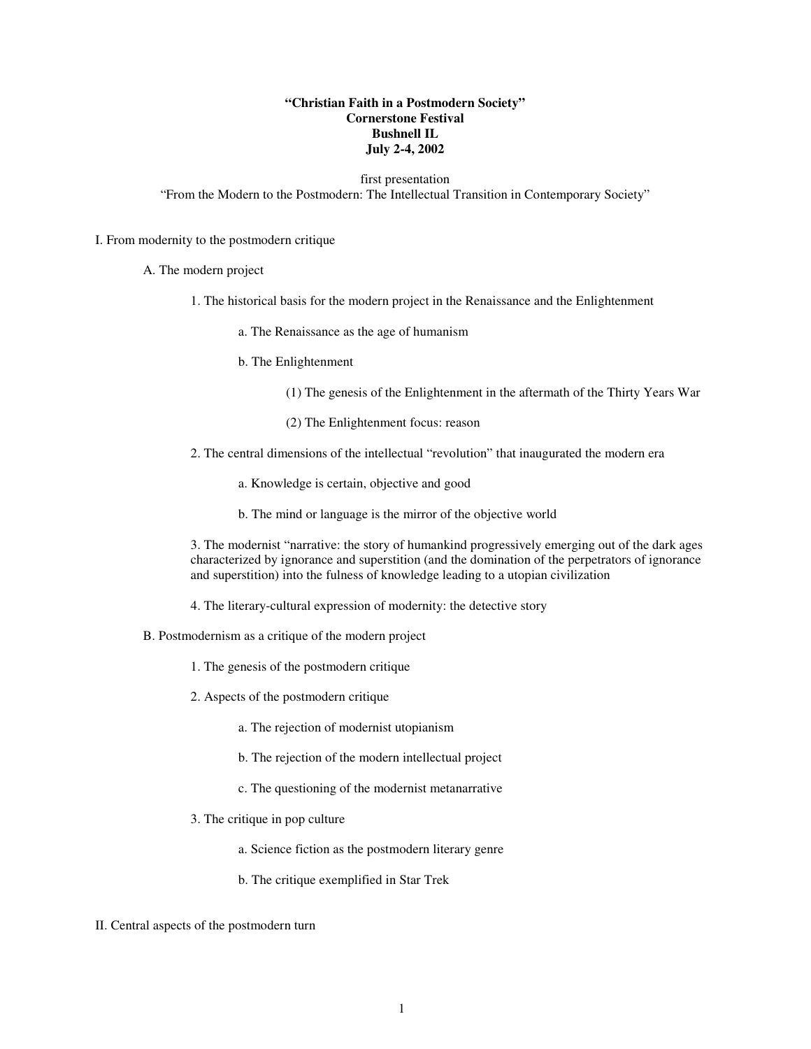**"Christian Faith in a Postmodern Society"**
**Cornerstone Festival**
**Bushnell IL**
**July 2-4, 2002**

first presentation
"From the Modern to the Postmodern: The Intellectual Transition in Contemporary Society"

I. From modernity to the postmodern critique

- A. The modern project
  - 1. The historical basis for the modern project in the Renaissance and the Enlightenment
    - a. The Renaissance as the age of humanism
    - b. The Enlightenment
      - (1) The genesis of the Enlightenment in the aftermath of the Thirty Years War
      - (2) The Enlightenment focus: reason
  - 2. The central dimensions of the intellectual "revolution" that inaugurated the modern era
    - a. Knowledge is certain, objective and good
    - b. The mind or language is the mirror of the objective world
  - 3. The modernist "narrative: the story of humankind progressively emerging out of the dark ages characterized by ignorance and superstition (and the domination of the perpetrators of ignorance and superstition) into the fulness of knowledge leading to a utopian civilization
  - 4. The literary-cultural expression of modernity: the detective story
- B. Postmodernism as a critique of the modern project
  - 1. The genesis of the postmodern critique
  - 2. Aspects of the postmodern critique
    - a. The rejection of modernist utopianism
    - b. The rejection of the modern intellectual project
    - c. The questioning of the modernist metanarrative
  - 3. The critique in pop culture
    - a. Science fiction as the postmodern literary genre
    - b. The critique exemplified in Star Trek

II. Central aspects of the postmodern turn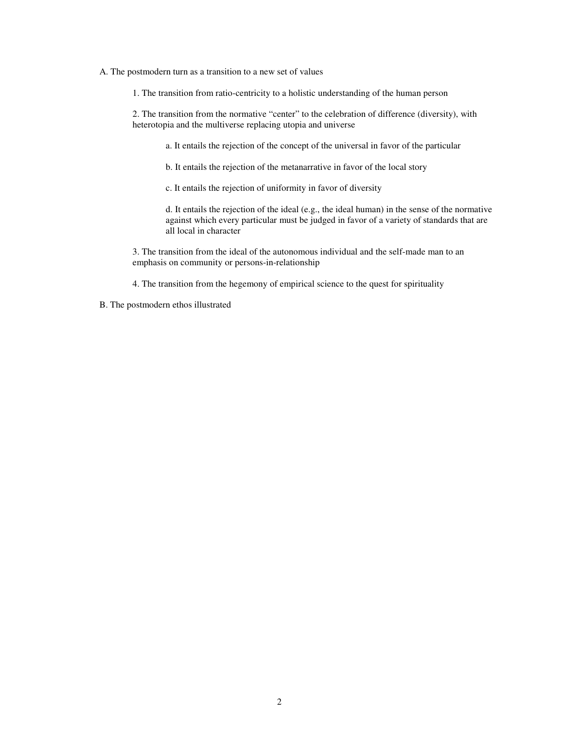A. The postmodern turn as a transition to a new set of values

1. The transition from ratio-centricity to a holistic understanding of the human person

2. The transition from the normative "center" to the celebration of difference (diversity), with heterotopia and the multiverse replacing utopia and universe

    a. It entails the rejection of the concept of the universal in favor of the particular

    b. It entails the rejection of the metanarrative in favor of the local story

    c. It entails the rejection of uniformity in favor of diversity

    d. It entails the rejection of the ideal (e.g., the ideal human) in the sense of the normative against which every particular must be judged in favor of a variety of standards that are all local in character

3. The transition from the ideal of the autonomous individual and the self-made man to an emphasis on community or persons-in-relationship

4. The transition from the hegemony of empirical science to the quest for spirituality

B. The postmodern ethos illustrated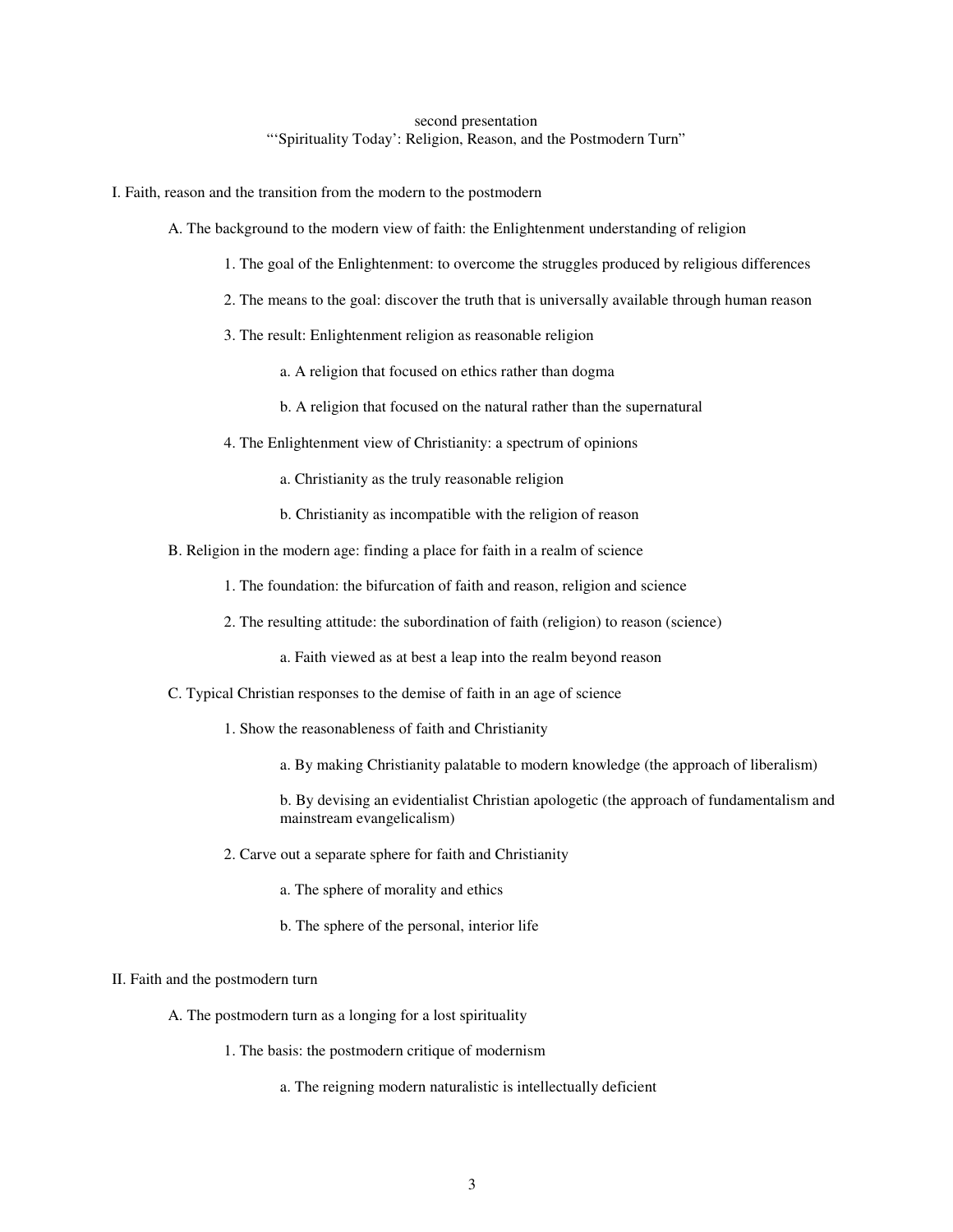second presentation
"'Spirituality Today': Religion, Reason, and the Postmodern Turn"

I. Faith, reason and the transition from the modern to the postmodern

- A. The background to the modern view of faith: the Enlightenment understanding of religion
  - 1. The goal of the Enlightenment: to overcome the struggles produced by religious differences
  - 2. The means to the goal: discover the truth that is universally available through human reason
  - 3. The result: Enlightenment religion as reasonable religion
    - a. A religion that focused on ethics rather than dogma
    - b. A religion that focused on the natural rather than the supernatural
  - 4. The Enlightenment view of Christianity: a spectrum of opinions
    - a. Christianity as the truly reasonable religion
    - b. Christianity as incompatible with the religion of reason
- B. Religion in the modern age: finding a place for faith in a realm of science
  - 1. The foundation: the bifurcation of faith and reason, religion and science
  - 2. The resulting attitude: the subordination of faith (religion) to reason (science)
    - a. Faith viewed as at best a leap into the realm beyond reason
- C. Typical Christian responses to the demise of faith in an age of science
  - 1. Show the reasonableness of faith and Christianity
    - a. By making Christianity palatable to modern knowledge (the approach of liberalism)
    - b. By devising an evidentialist Christian apologetic (the approach of fundamentalism and mainstream evangelicalism)
  - 2. Carve out a separate sphere for faith and Christianity
    - a. The sphere of morality and ethics
    - b. The sphere of the personal, interior life

II. Faith and the postmodern turn

- A. The postmodern turn as a longing for a lost spirituality
  - 1. The basis: the postmodern critique of modernism
    - a. The reigning modern naturalistic is intellectually deficient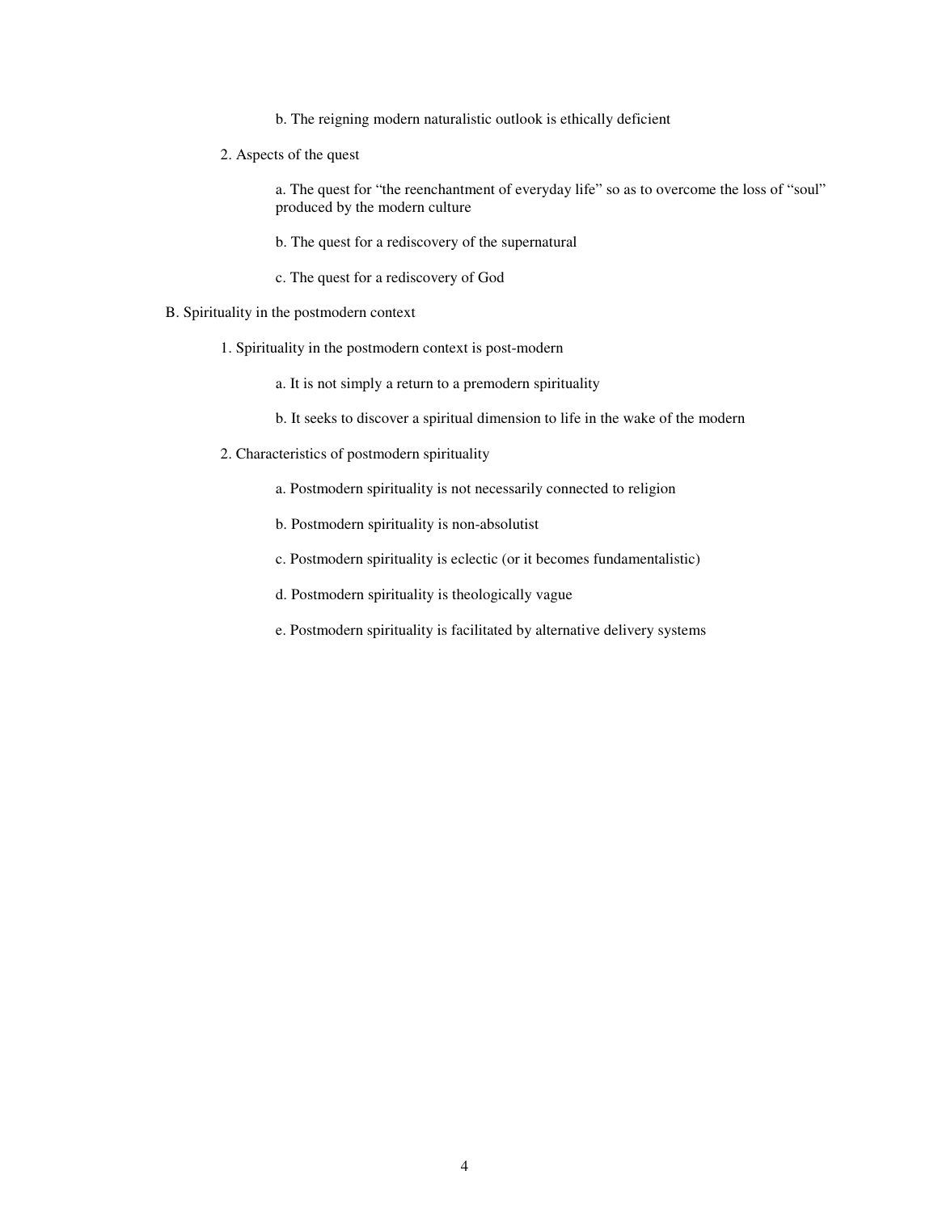b. The reigning modern naturalistic outlook is ethically deficient

2. Aspects of the quest

a. The quest for "the reenchantment of everyday life" so as to overcome the loss of "soul" produced by the modern culture

b. The quest for a rediscovery of the supernatural

c. The quest for a rediscovery of God

B. Spirituality in the postmodern context

1. Spirituality in the postmodern context is post-modern

a. It is not simply a return to a premodern spirituality

b. It seeks to discover a spiritual dimension to life in the wake of the modern

2. Characteristics of postmodern spirituality

a. Postmodern spirituality is not necessarily connected to religion

b. Postmodern spirituality is non-absolutist

c. Postmodern spirituality is eclectic (or it becomes fundamentalistic)

d. Postmodern spirituality is theologically vague

e. Postmodern spirituality is facilitated by alternative delivery systems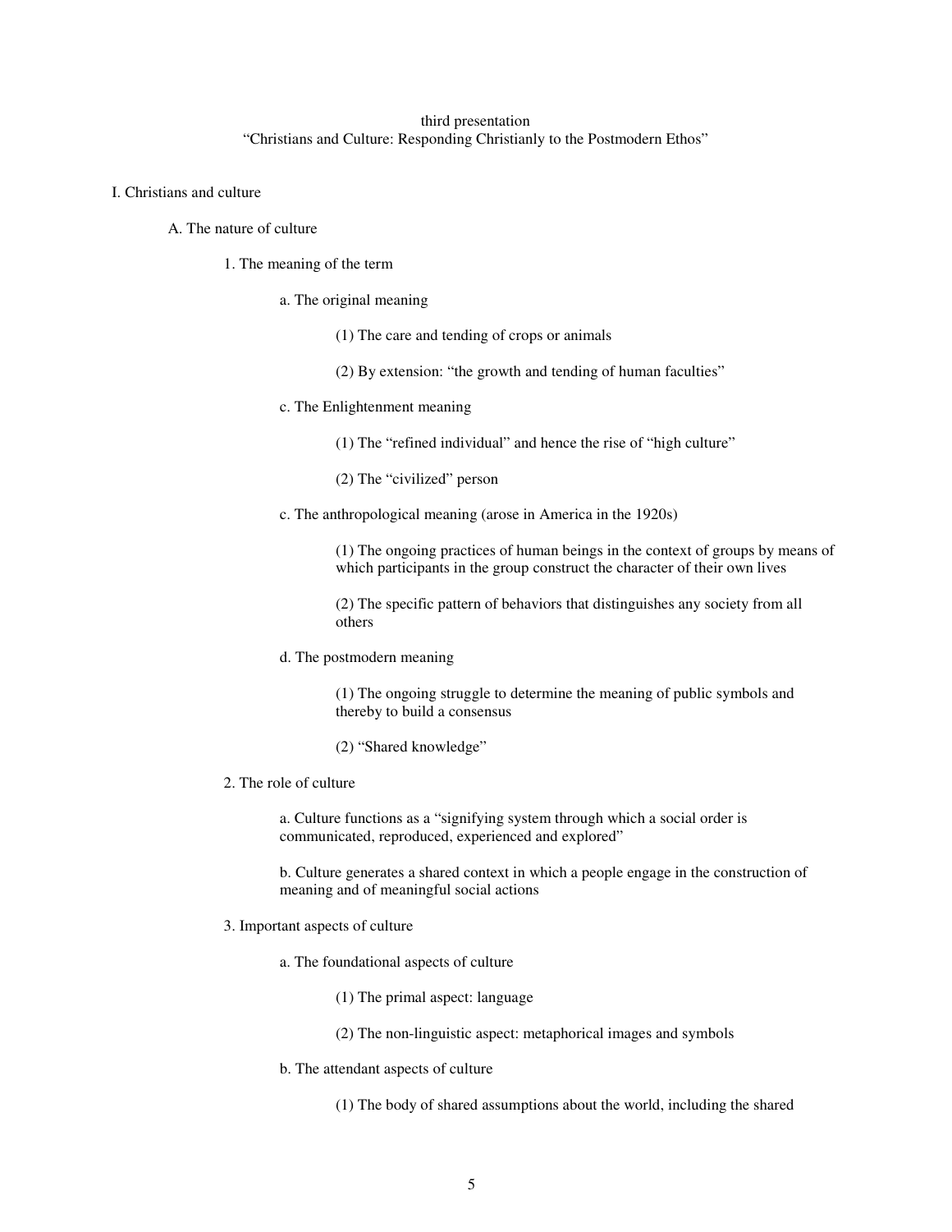third presentation
"Christians and Culture: Responding Christianly to the Postmodern Ethos"

I. Christians and culture

A. The nature of culture

1. The meaning of the term

a. The original meaning

(1) The care and tending of crops or animals

(2) By extension: "the growth and tending of human faculties"

c. The Enlightenment meaning

(1) The "refined individual" and hence the rise of "high culture"

(2) The "civilized" person

c. The anthropological meaning (arose in America in the 1920s)

(1) The ongoing practices of human beings in the context of groups by means of which participants in the group construct the character of their own lives

(2) The specific pattern of behaviors that distinguishes any society from all others

d. The postmodern meaning

(1) The ongoing struggle to determine the meaning of public symbols and thereby to build a consensus

(2) "Shared knowledge"

2. The role of culture

a. Culture functions as a "signifying system through which a social order is communicated, reproduced, experienced and explored"

b. Culture generates a shared context in which a people engage in the construction of meaning and of meaningful social actions

3. Important aspects of culture

a. The foundational aspects of culture

(1) The primal aspect: language

(2) The non-linguistic aspect: metaphorical images and symbols

b. The attendant aspects of culture

(1) The body of shared assumptions about the world, including the shared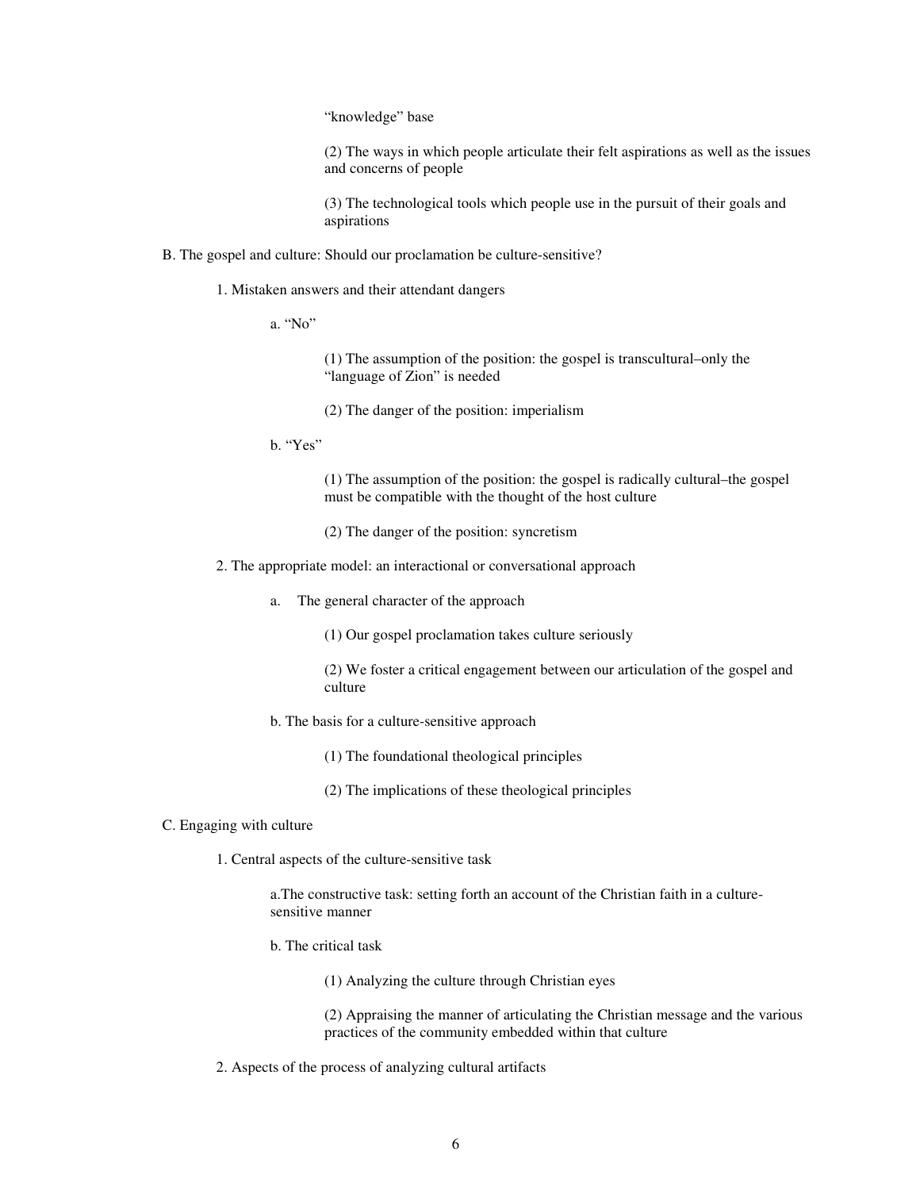"knowledge" base

(2) The ways in which people articulate their felt aspirations as well as the issues and concerns of people

(3) The technological tools which people use in the pursuit of their goals and aspirations

B. The gospel and culture: Should our proclamation be culture-sensitive?

1. Mistaken answers and their attendant dangers

a. "No"

(1) The assumption of the position: the gospel is transcultural–only the "language of Zion" is needed

(2) The danger of the position: imperialism

b. "Yes"

(1) The assumption of the position: the gospel is radically cultural–the gospel must be compatible with the thought of the host culture

(2) The danger of the position: syncretism

2. The appropriate model: an interactional or conversational approach

a. The general character of the approach

(1) Our gospel proclamation takes culture seriously

(2) We foster a critical engagement between our articulation of the gospel and culture

b. The basis for a culture-sensitive approach

(1) The foundational theological principles

(2) The implications of these theological principles

C. Engaging with culture

1. Central aspects of the culture-sensitive task

a.The constructive task: setting forth an account of the Christian faith in a culture-sensitive manner

b. The critical task

(1) Analyzing the culture through Christian eyes

(2) Appraising the manner of articulating the Christian message and the various practices of the community embedded within that culture

2. Aspects of the process of analyzing cultural artifacts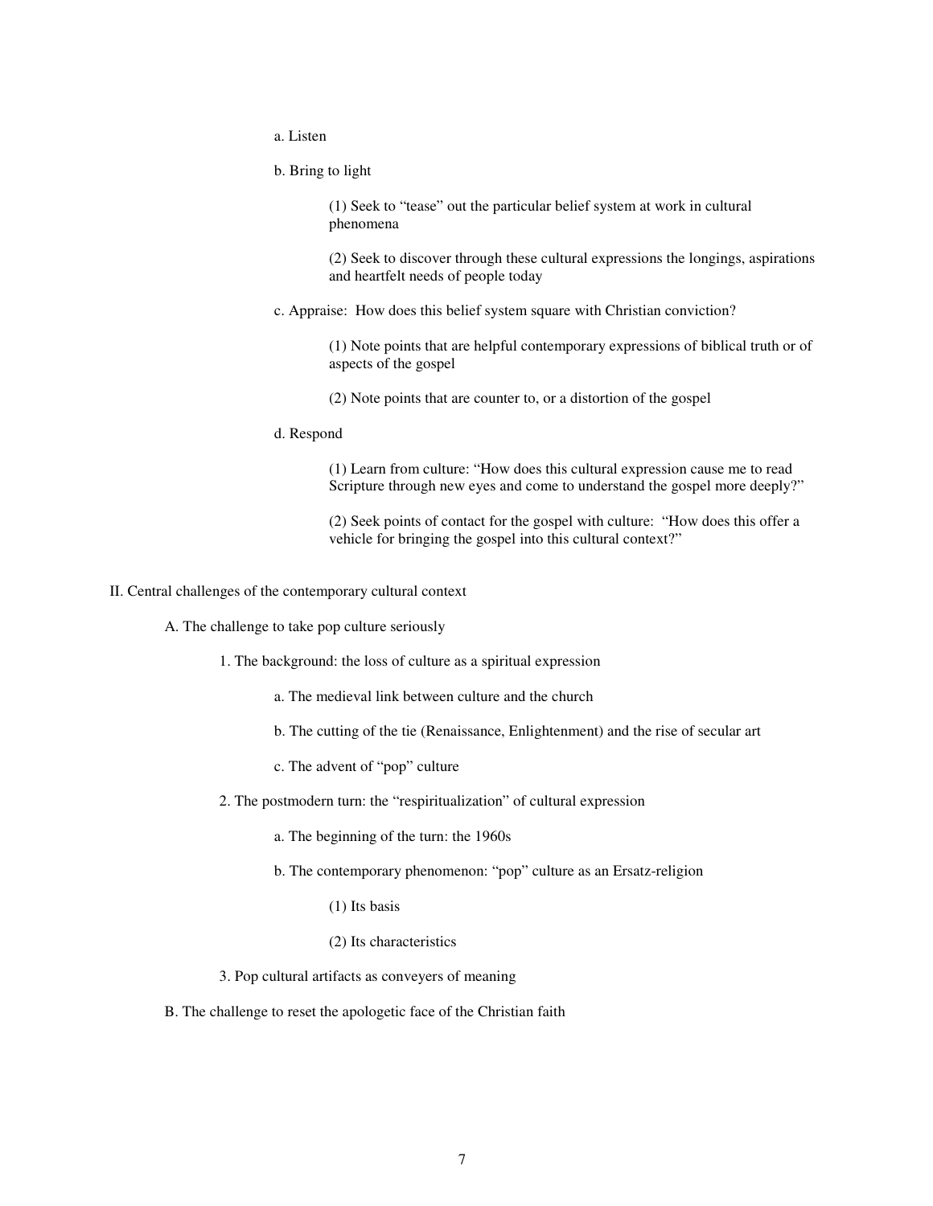a. Listen

b. Bring to light

(1) Seek to "tease" out the particular belief system at work in cultural phenomena

(2) Seek to discover through these cultural expressions the longings, aspirations and heartfelt needs of people today

c. Appraise: How does this belief system square with Christian conviction?

(1) Note points that are helpful contemporary expressions of biblical truth or of aspects of the gospel

(2) Note points that are counter to, or a distortion of the gospel

d. Respond

(1) Learn from culture: "How does this cultural expression cause me to read Scripture through new eyes and come to understand the gospel more deeply?"

(2) Seek points of contact for the gospel with culture: "How does this offer a vehicle for bringing the gospel into this cultural context?"

II. Central challenges of the contemporary cultural context

A. The challenge to take pop culture seriously

1. The background: the loss of culture as a spiritual expression

a. The medieval link between culture and the church

b. The cutting of the tie (Renaissance, Enlightenment) and the rise of secular art

c. The advent of "pop" culture

2. The postmodern turn: the "respiritualization" of cultural expression

a. The beginning of the turn: the 1960s

b. The contemporary phenomenon: "pop" culture as an Ersatz-religion

(1) Its basis

(2) Its characteristics

3. Pop cultural artifacts as conveyers of meaning

B. The challenge to reset the apologetic face of the Christian faith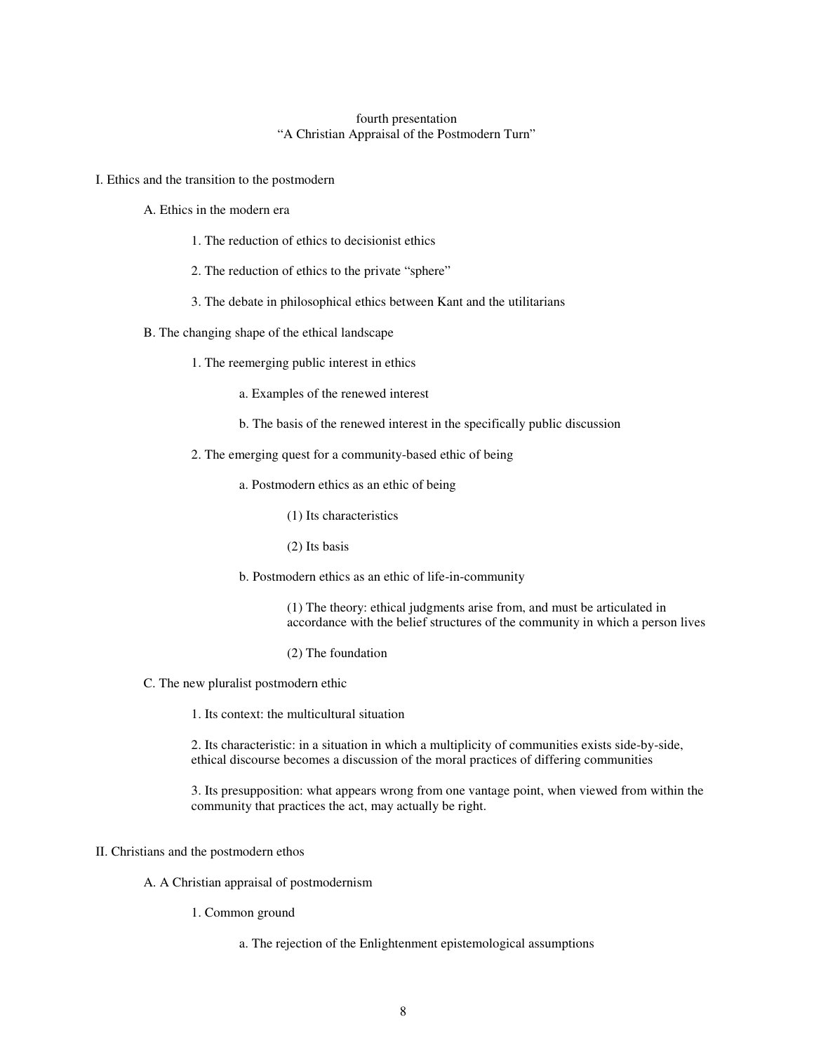fourth presentation
"A Christian Appraisal of the Postmodern Turn"

I. Ethics and the transition to the postmodern

- A. Ethics in the modern era
  - 1. The reduction of ethics to decisionist ethics
  - 2. The reduction of ethics to the private "sphere"
  - 3. The debate in philosophical ethics between Kant and the utilitarians
- B. The changing shape of the ethical landscape
  - 1. The reemerging public interest in ethics
    - a. Examples of the renewed interest
    - b. The basis of the renewed interest in the specifically public discussion
  - 2. The emerging quest for a community-based ethic of being
    - a. Postmodern ethics as an ethic of being
      - (1) Its characteristics
      - (2) Its basis
    - b. Postmodern ethics as an ethic of life-in-community
      - (1) The theory: ethical judgments arise from, and must be articulated in accordance with the belief structures of the community in which a person lives
      - (2) The foundation
- C. The new pluralist postmodern ethic
  - 1. Its context: the multicultural situation
  - 2. Its characteristic: in a situation in which a multiplicity of communities exists side-by-side, ethical discourse becomes a discussion of the moral practices of differing communities
  - 3. Its presupposition: what appears wrong from one vantage point, when viewed from within the community that practices the act, may actually be right.

II. Christians and the postmodern ethos

- A. A Christian appraisal of postmodernism
  - 1. Common ground
    - a. The rejection of the Enlightenment epistemological assumptions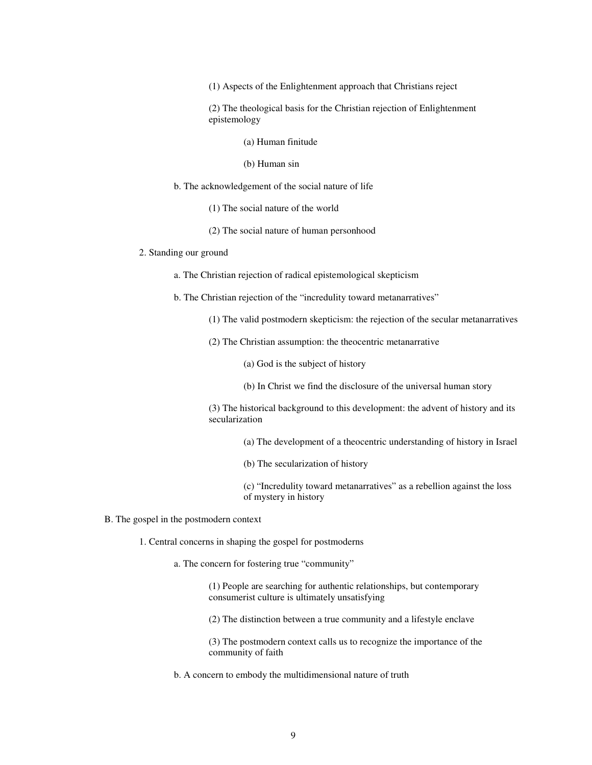(1) Aspects of the Enlightenment approach that Christians reject

(2) The theological basis for the Christian rejection of Enlightenment epistemology

(a) Human finitude

(b) Human sin

b. The acknowledgement of the social nature of life

(1) The social nature of the world

(2) The social nature of human personhood

2. Standing our ground

a. The Christian rejection of radical epistemological skepticism

b. The Christian rejection of the "incredulity toward metanarratives"

(1) The valid postmodern skepticism: the rejection of the secular metanarratives

(2) The Christian assumption: the theocentric metanarrative

(a) God is the subject of history

(b) In Christ we find the disclosure of the universal human story

(3) The historical background to this development: the advent of history and its secularization

(a) The development of a theocentric understanding of history in Israel

(b) The secularization of history

(c) "Incredulity toward metanarratives" as a rebellion against the loss of mystery in history

B. The gospel in the postmodern context

1. Central concerns in shaping the gospel for postmoderns

a. The concern for fostering true "community"

(1) People are searching for authentic relationships, but contemporary consumerist culture is ultimately unsatisfying

(2) The distinction between a true community and a lifestyle enclave

(3) The postmodern context calls us to recognize the importance of the community of faith

b. A concern to embody the multidimensional nature of truth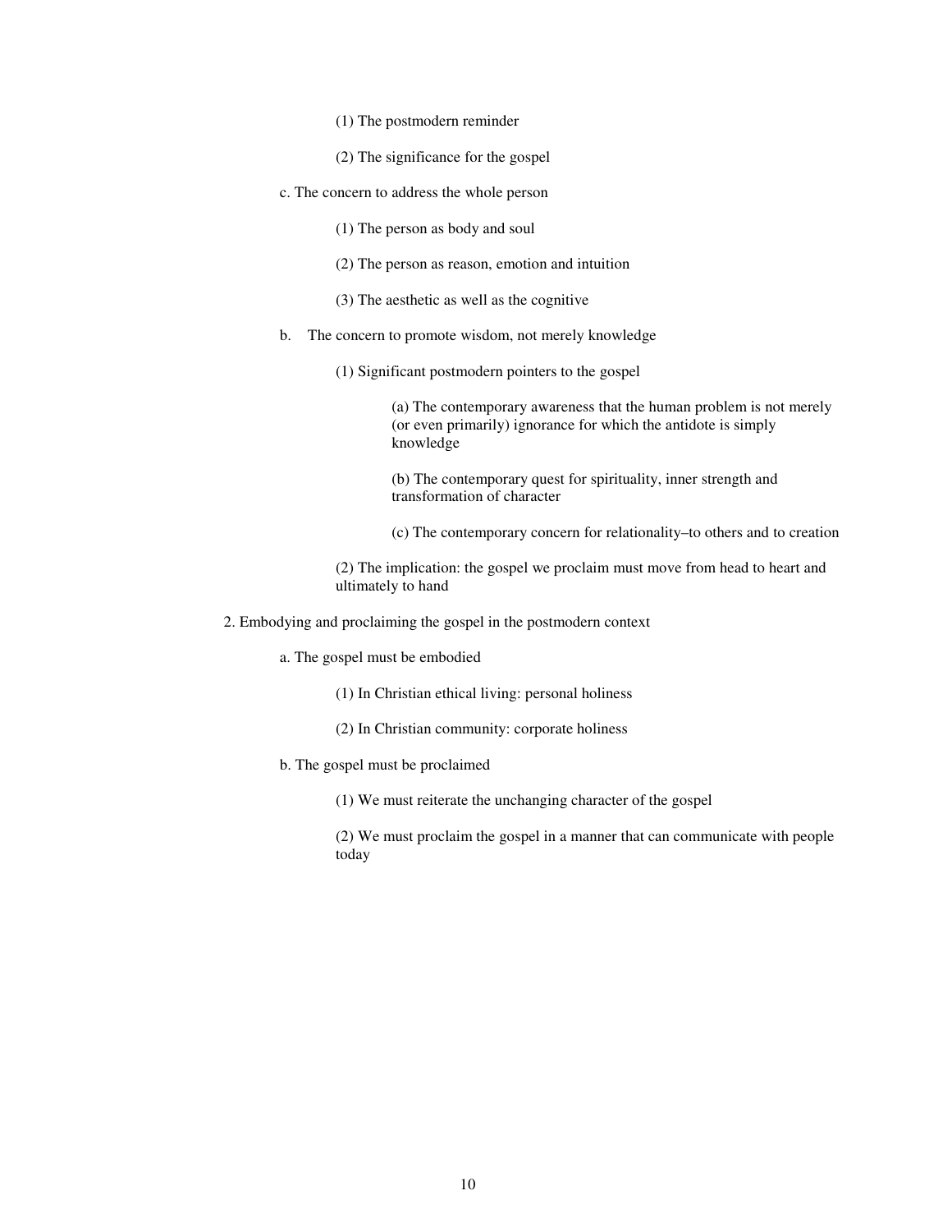(1) The postmodern reminder

(2) The significance for the gospel

c. The concern to address the whole person

(1) The person as body and soul

(2) The person as reason, emotion and intuition

(3) The aesthetic as well as the cognitive

b. The concern to promote wisdom, not merely knowledge

(1) Significant postmodern pointers to the gospel

(a) The contemporary awareness that the human problem is not merely (or even primarily) ignorance for which the antidote is simply knowledge

(b) The contemporary quest for spirituality, inner strength and transformation of character

(c) The contemporary concern for relationality–to others and to creation

(2) The implication: the gospel we proclaim must move from head to heart and ultimately to hand

2. Embodying and proclaiming the gospel in the postmodern context

a. The gospel must be embodied

(1) In Christian ethical living: personal holiness

(2) In Christian community: corporate holiness

b. The gospel must be proclaimed

(1) We must reiterate the unchanging character of the gospel

(2) We must proclaim the gospel in a manner that can communicate with people today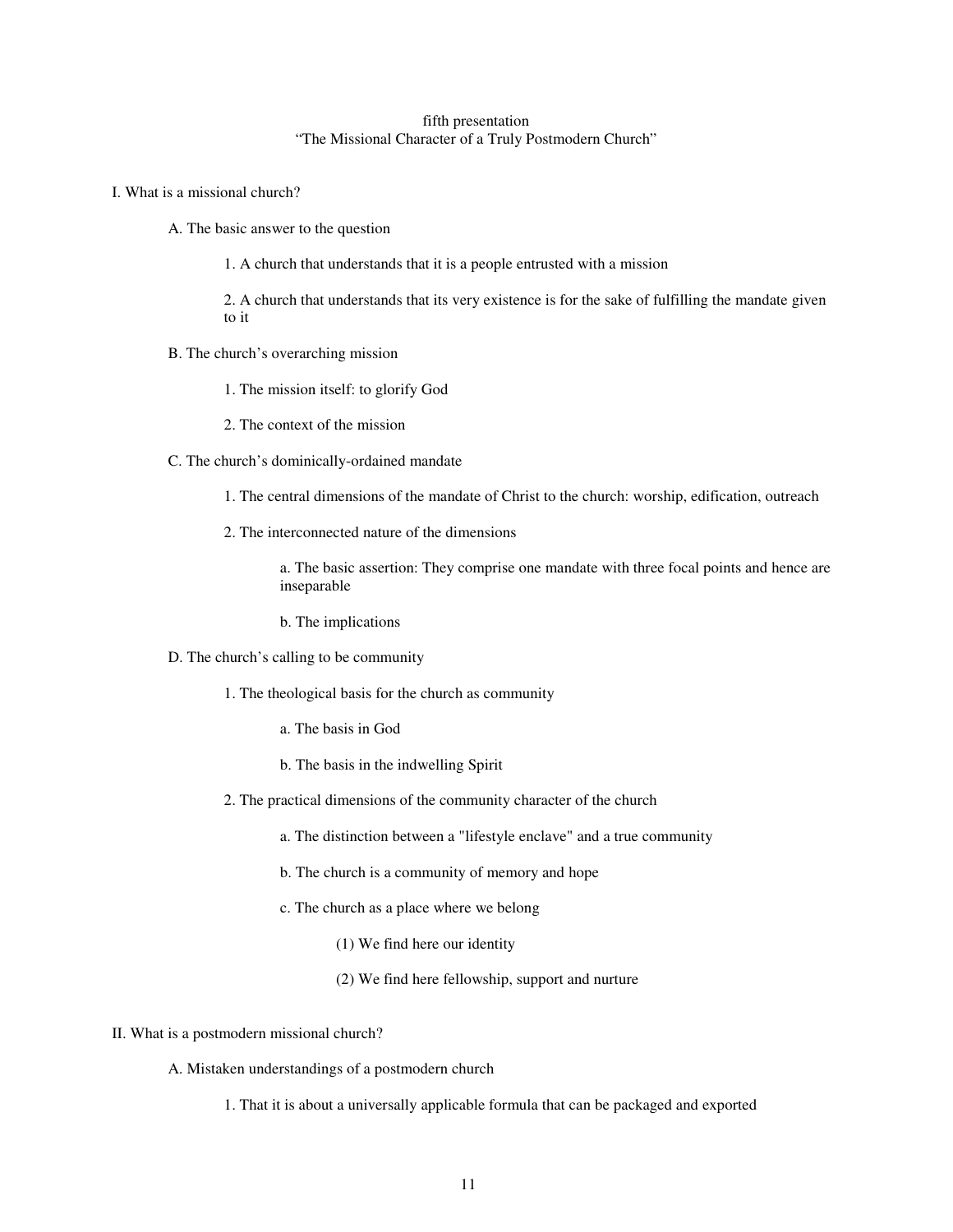fifth presentation
"The Missional Character of a Truly Postmodern Church"

I. What is a missional church?

- A. The basic answer to the question
  - 1. A church that understands that it is a people entrusted with a mission
  - 2. A church that understands that its very existence is for the sake of fulfilling the mandate given to it
- B. The church's overarching mission
  - 1. The mission itself: to glorify God
  - 2. The context of the mission
- C. The church's dominically-ordained mandate
  - 1. The central dimensions of the mandate of Christ to the church: worship, edification, outreach
  - 2. The interconnected nature of the dimensions
    - a. The basic assertion: They comprise one mandate with three focal points and hence are inseparable
    - b. The implications
- D. The church's calling to be community
  - 1. The theological basis for the church as community
    - a. The basis in God
    - b. The basis in the indwelling Spirit
  - 2. The practical dimensions of the community character of the church
    - a. The distinction between a "lifestyle enclave" and a true community
    - b. The church is a community of memory and hope
    - c. The church as a place where we belong
      - (1) We find here our identity
      - (2) We find here fellowship, support and nurture

II. What is a postmodern missional church?

- A. Mistaken understandings of a postmodern church
  - 1. That it is about a universally applicable formula that can be packaged and exported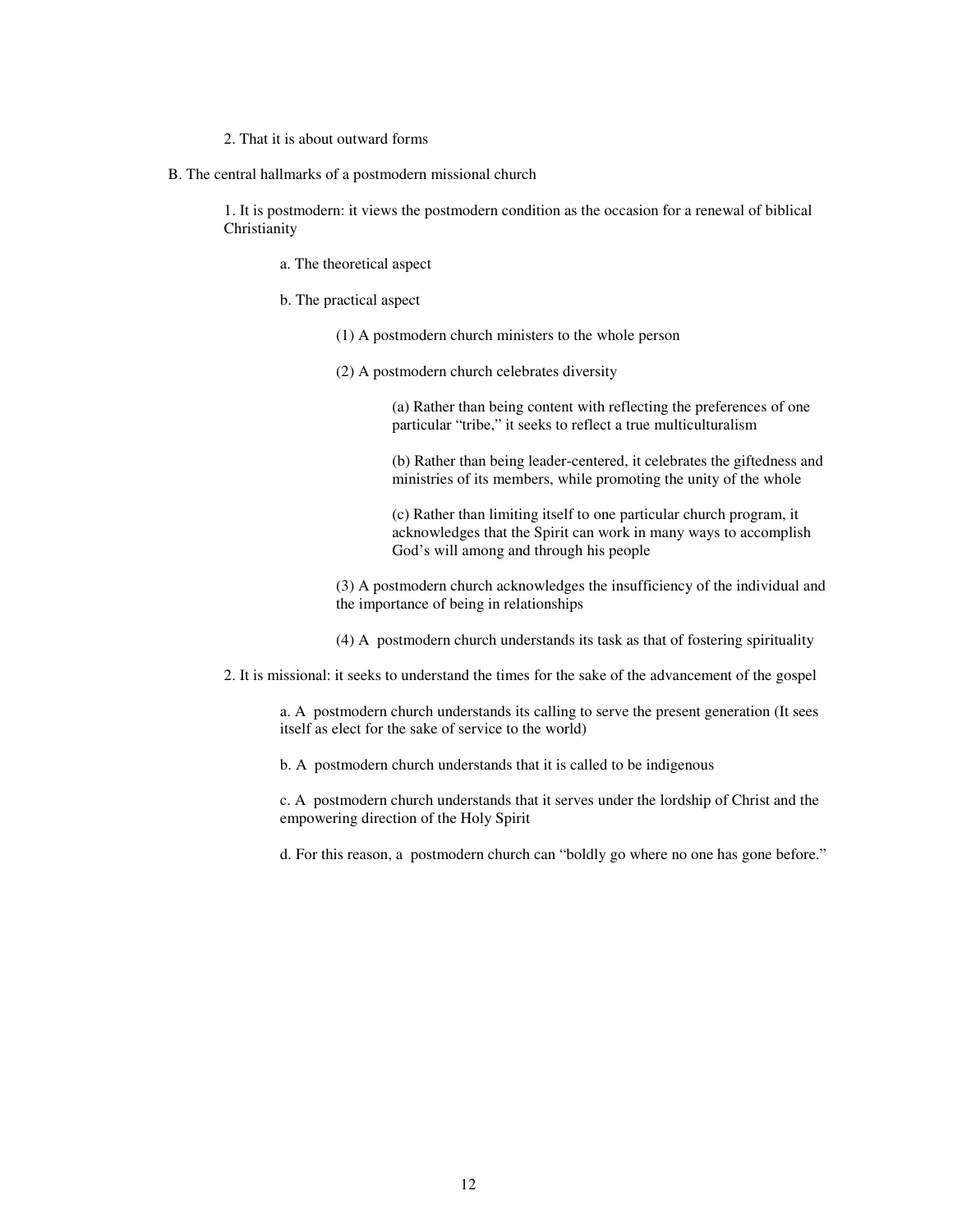2. That it is about outward forms

B. The central hallmarks of a postmodern missional church

1. It is postmodern: it views the postmodern condition as the occasion for a renewal of biblical Christianity

a. The theoretical aspect

b. The practical aspect

(1) A postmodern church ministers to the whole person

(2) A postmodern church celebrates diversity

(a) Rather than being content with reflecting the preferences of one particular "tribe," it seeks to reflect a true multiculturalism

(b) Rather than being leader-centered, it celebrates the giftedness and ministries of its members, while promoting the unity of the whole

(c) Rather than limiting itself to one particular church program, it acknowledges that the Spirit can work in many ways to accomplish God's will among and through his people

(3) A postmodern church acknowledges the insufficiency of the individual and the importance of being in relationships

(4) A postmodern church understands its task as that of fostering spirituality

2. It is missional: it seeks to understand the times for the sake of the advancement of the gospel

a. A postmodern church understands its calling to serve the present generation (It sees itself as elect for the sake of service to the world)

b. A postmodern church understands that it is called to be indigenous

c. A postmodern church understands that it serves under the lordship of Christ and the empowering direction of the Holy Spirit

d. For this reason, a postmodern church can "boldly go where no one has gone before."